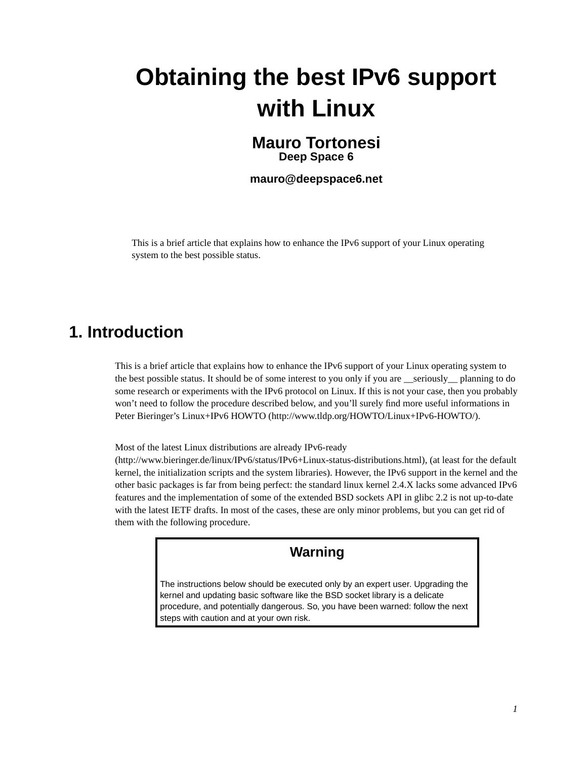# Obtaining the best IPv6 support with Linux

**Mauro Tortonesi**
**Deep Space 6**

**mauro@deepspace6.net**

This is a brief article that explains how to enhance the IPv6 support of your Linux operating system to the best possible status.

## 1. Introduction

This is a brief article that explains how to enhance the IPv6 support of your Linux operating system to the best possible status. It should be of some interest to you only if you are __seriously__ planning to do some research or experiments with the IPv6 protocol on Linux. If this is not your case, then you probably won't need to follow the procedure described below, and you'll surely find more useful informations in Peter Bieringer's Linux+IPv6 HOWTO (http://www.tldp.org/HOWTO/Linux+IPv6-HOWTO/).

Most of the latest Linux distributions are already IPv6-ready (http://www.bieringer.de/linux/IPv6/status/IPv6+Linux-status-distributions.html), (at least for the default kernel, the initialization scripts and the system libraries). However, the IPv6 support in the kernel and the other basic packages is far from being perfect: the standard linux kernel 2.4.X lacks some advanced IPv6 features and the implementation of some of the extended BSD sockets API in glibc 2.2 is not up-to-date with the latest IETF drafts. In most of the cases, these are only minor problems, but you can get rid of them with the following procedure.

> **Warning**
>
> The instructions below should be executed only by an expert user. Upgrading the kernel and updating basic software like the BSD socket library is a delicate procedure, and potentially dangerous. So, you have been warned: follow the next steps with caution and at your own risk.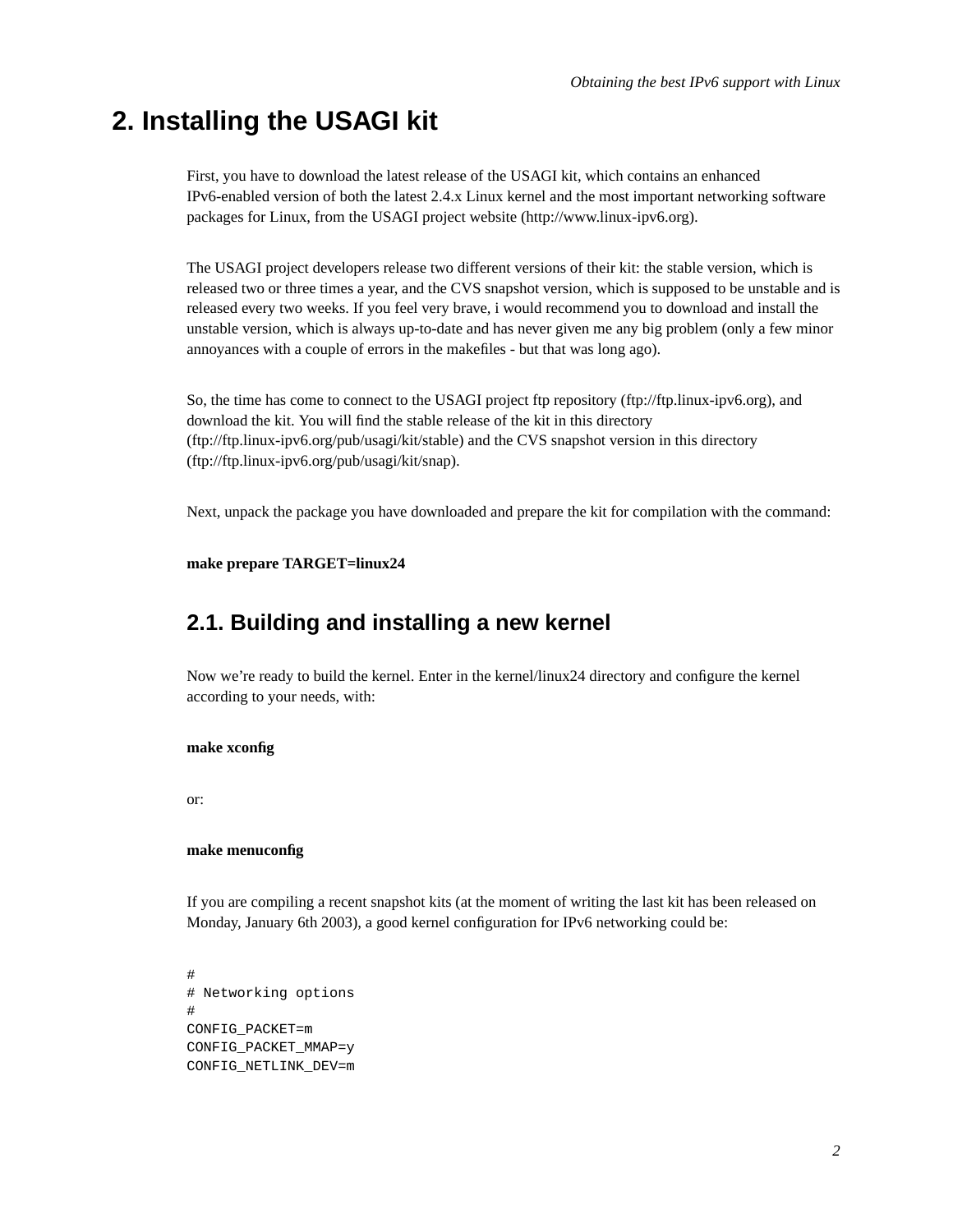# 2. Installing the USAGI kit

First, you have to download the latest release of the USAGI kit, which contains an enhanced IPv6-enabled version of both the latest 2.4.x Linux kernel and the most important networking software packages for Linux, from the USAGI project website (http://www.linux-ipv6.org).

The USAGI project developers release two different versions of their kit: the stable version, which is released two or three times a year, and the CVS snapshot version, which is supposed to be unstable and is released every two weeks. If you feel very brave, i would recommend you to download and install the unstable version, which is always up-to-date and has never given me any big problem (only a few minor annoyances with a couple of errors in the makefiles - but that was long ago).

So, the time has come to connect to the USAGI project ftp repository (ftp://ftp.linux-ipv6.org), and download the kit. You will find the stable release of the kit in this directory (ftp://ftp.linux-ipv6.org/pub/usagi/kit/stable) and the CVS snapshot version in this directory (ftp://ftp.linux-ipv6.org/pub/usagi/kit/snap).

Next, unpack the package you have downloaded and prepare the kit for compilation with the command:

**make prepare TARGET=linux24**

## 2.1. Building and installing a new kernel

Now we're ready to build the kernel. Enter in the kernel/linux24 directory and configure the kernel according to your needs, with:

**make xconfig**

or:

**make menuconfig**

If you are compiling a recent snapshot kits (at the moment of writing the last kit has been released on Monday, January 6th 2003), a good kernel configuration for IPv6 networking could be:

```
#
# Networking options
#
CONFIG_PACKET=m
CONFIG_PACKET_MMAP=y
CONFIG_NETLINK_DEV=m
```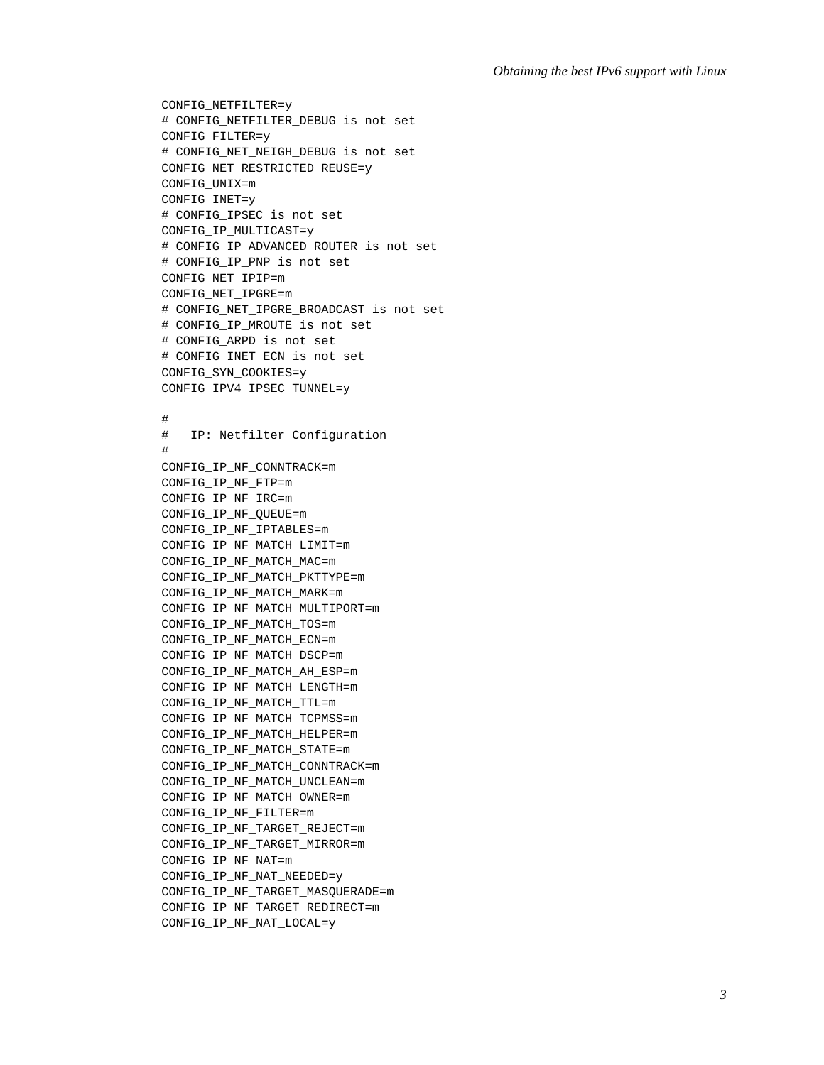```
CONFIG_NETFILTER=y
# CONFIG_NETFILTER_DEBUG is not set
CONFIG_FILTER=y
# CONFIG_NET_NEIGH_DEBUG is not set
CONFIG_NET_RESTRICTED_REUSE=y
CONFIG_UNIX=m
CONFIG_INET=y
# CONFIG_IPSEC is not set
CONFIG_IP_MULTICAST=y
# CONFIG_IP_ADVANCED_ROUTER is not set
# CONFIG_IP_PNP is not set
CONFIG_NET_IPIP=m
CONFIG_NET_IPGRE=m
# CONFIG_NET_IPGRE_BROADCAST is not set
# CONFIG_IP_MROUTE is not set
# CONFIG_ARPD is not set
# CONFIG_INET_ECN is not set
CONFIG_SYN_COOKIES=y
CONFIG_IPV4_IPSEC_TUNNEL=y

#
#   IP: Netfilter Configuration
#
CONFIG_IP_NF_CONNTRACK=m
CONFIG_IP_NF_FTP=m
CONFIG_IP_NF_IRC=m
CONFIG_IP_NF_QUEUE=m
CONFIG_IP_NF_IPTABLES=m
CONFIG_IP_NF_MATCH_LIMIT=m
CONFIG_IP_NF_MATCH_MAC=m
CONFIG_IP_NF_MATCH_PKTTYPE=m
CONFIG_IP_NF_MATCH_MARK=m
CONFIG_IP_NF_MATCH_MULTIPORT=m
CONFIG_IP_NF_MATCH_TOS=m
CONFIG_IP_NF_MATCH_ECN=m
CONFIG_IP_NF_MATCH_DSCP=m
CONFIG_IP_NF_MATCH_AH_ESP=m
CONFIG_IP_NF_MATCH_LENGTH=m
CONFIG_IP_NF_MATCH_TTL=m
CONFIG_IP_NF_MATCH_TCPMSS=m
CONFIG_IP_NF_MATCH_HELPER=m
CONFIG_IP_NF_MATCH_STATE=m
CONFIG_IP_NF_MATCH_CONNTRACK=m
CONFIG_IP_NF_MATCH_UNCLEAN=m
CONFIG_IP_NF_MATCH_OWNER=m
CONFIG_IP_NF_FILTER=m
CONFIG_IP_NF_TARGET_REJECT=m
CONFIG_IP_NF_TARGET_MIRROR=m
CONFIG_IP_NF_NAT=m
CONFIG_IP_NF_NAT_NEEDED=y
CONFIG_IP_NF_TARGET_MASQUERADE=m
CONFIG_IP_NF_TARGET_REDIRECT=m
CONFIG_IP_NF_NAT_LOCAL=y
```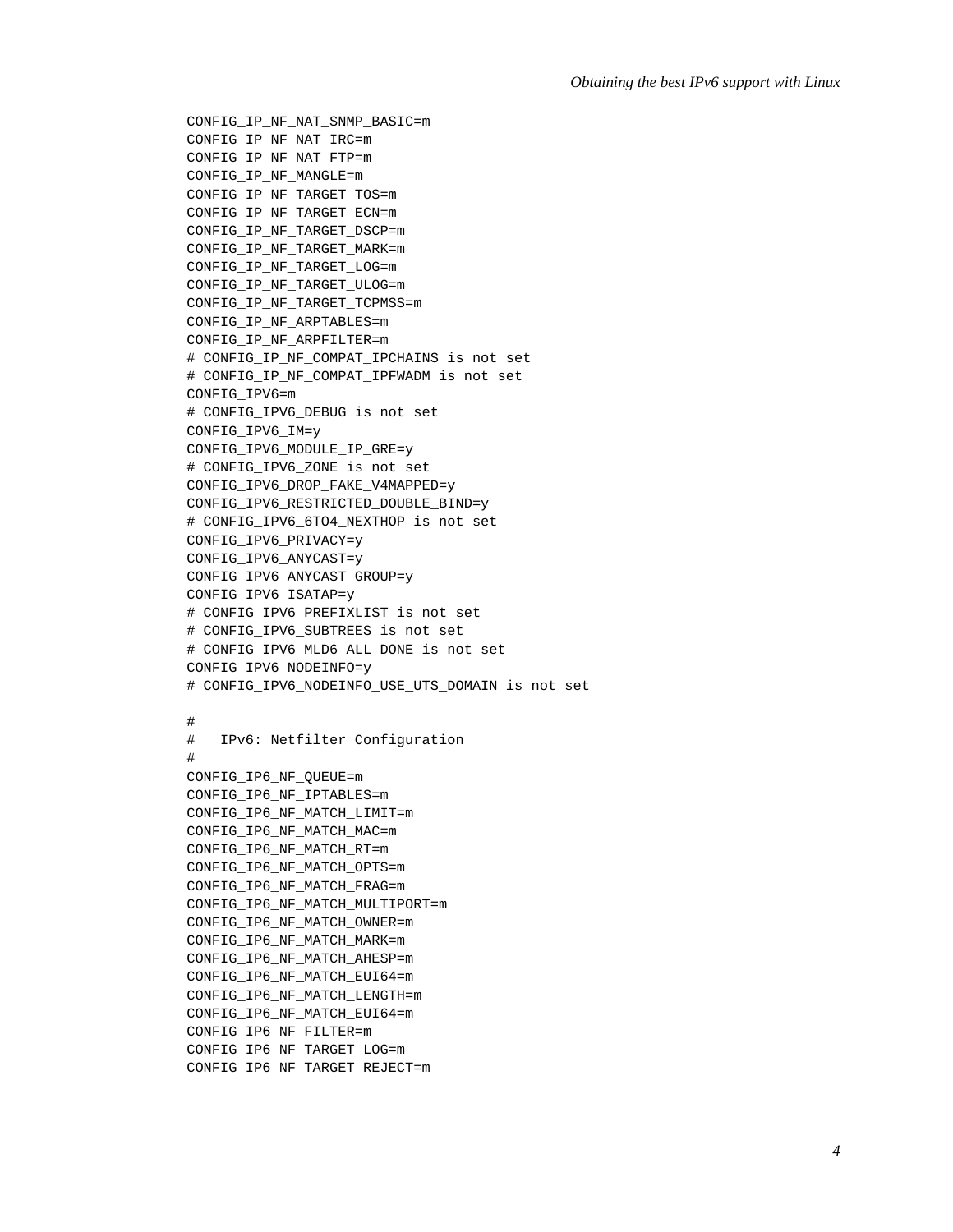```
CONFIG_IP_NF_NAT_SNMP_BASIC=m
CONFIG_IP_NF_NAT_IRC=m
CONFIG_IP_NF_NAT_FTP=m
CONFIG_IP_NF_MANGLE=m
CONFIG_IP_NF_TARGET_TOS=m
CONFIG_IP_NF_TARGET_ECN=m
CONFIG_IP_NF_TARGET_DSCP=m
CONFIG_IP_NF_TARGET_MARK=m
CONFIG_IP_NF_TARGET_LOG=m
CONFIG_IP_NF_TARGET_ULOG=m
CONFIG_IP_NF_TARGET_TCPMSS=m
CONFIG_IP_NF_ARPTABLES=m
CONFIG_IP_NF_ARPFILTER=m
# CONFIG_IP_NF_COMPAT_IPCHAINS is not set
# CONFIG_IP_NF_COMPAT_IPFWADM is not set
CONFIG_IPV6=m
# CONFIG_IPV6_DEBUG is not set
CONFIG_IPV6_IM=y
CONFIG_IPV6_MODULE_IP_GRE=y
# CONFIG_IPV6_ZONE is not set
CONFIG_IPV6_DROP_FAKE_V4MAPPED=y
CONFIG_IPV6_RESTRICTED_DOUBLE_BIND=y
# CONFIG_IPV6_6TO4_NEXTHOP is not set
CONFIG_IPV6_PRIVACY=y
CONFIG_IPV6_ANYCAST=y
CONFIG_IPV6_ANYCAST_GROUP=y
CONFIG_IPV6_ISATAP=y
# CONFIG_IPV6_PREFIXLIST is not set
# CONFIG_IPV6_SUBTREES is not set
# CONFIG_IPV6_MLD6_ALL_DONE is not set
CONFIG_IPV6_NODEINFO=y
# CONFIG_IPV6_NODEINFO_USE_UTS_DOMAIN is not set

#
#   IPv6: Netfilter Configuration
#
CONFIG_IP6_NF_QUEUE=m
CONFIG_IP6_NF_IPTABLES=m
CONFIG_IP6_NF_MATCH_LIMIT=m
CONFIG_IP6_NF_MATCH_MAC=m
CONFIG_IP6_NF_MATCH_RT=m
CONFIG_IP6_NF_MATCH_OPTS=m
CONFIG_IP6_NF_MATCH_FRAG=m
CONFIG_IP6_NF_MATCH_MULTIPORT=m
CONFIG_IP6_NF_MATCH_OWNER=m
CONFIG_IP6_NF_MATCH_MARK=m
CONFIG_IP6_NF_MATCH_AHESP=m
CONFIG_IP6_NF_MATCH_EUI64=m
CONFIG_IP6_NF_MATCH_LENGTH=m
CONFIG_IP6_NF_MATCH_EUI64=m
CONFIG_IP6_NF_FILTER=m
CONFIG_IP6_NF_TARGET_LOG=m
CONFIG_IP6_NF_TARGET_REJECT=m
```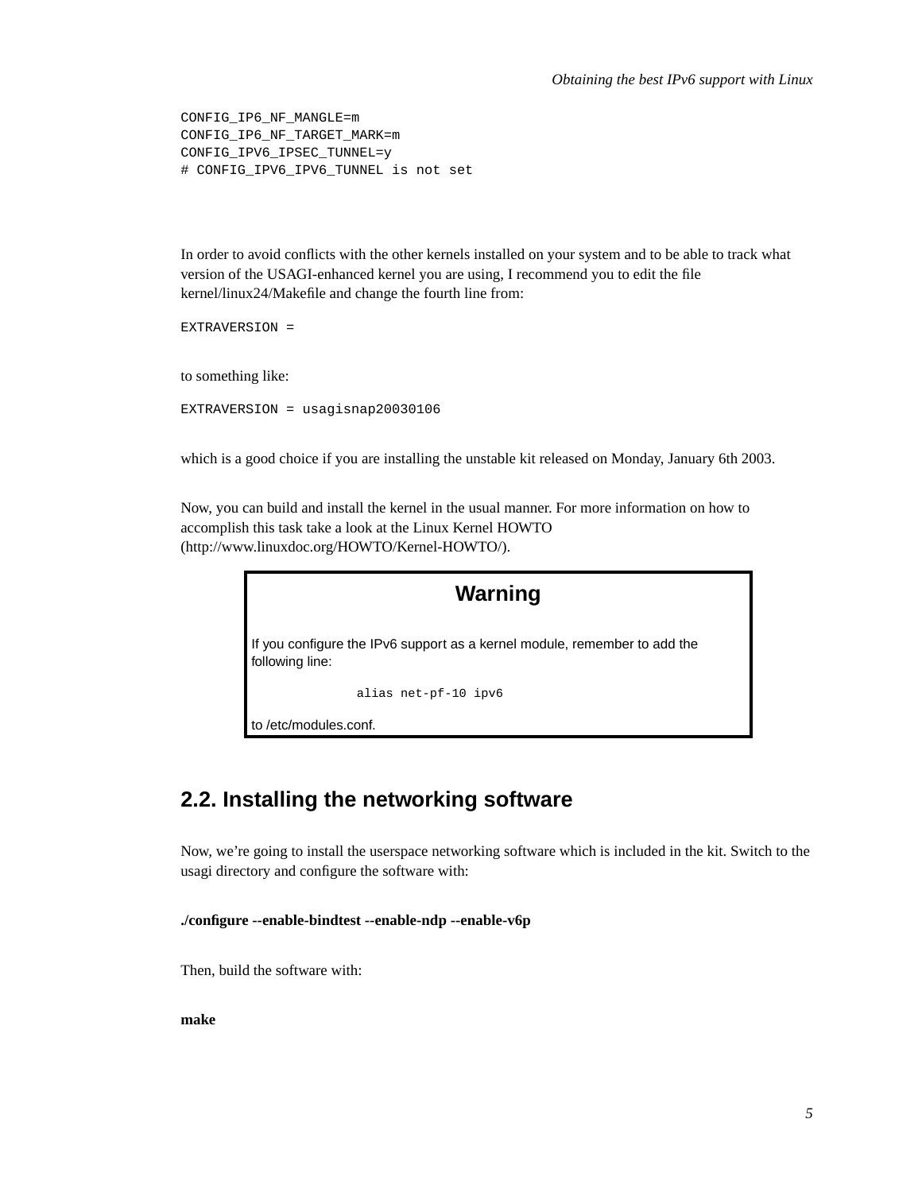```
CONFIG_IP6_NF_MANGLE=m
CONFIG_IP6_NF_TARGET_MARK=m
CONFIG_IPV6_IPSEC_TUNNEL=y
# CONFIG_IPV6_IPV6_TUNNEL is not set
```

In order to avoid conflicts with the other kernels installed on your system and to be able to track what version of the USAGI-enhanced kernel you are using, I recommend you to edit the file kernel/linux24/Makefile and change the fourth line from:

```
EXTRAVERSION =
```

to something like:

```
EXTRAVERSION = usagisnap20030106
```

which is a good choice if you are installing the unstable kit released on Monday, January 6th 2003.

Now, you can build and install the kernel in the usual manner. For more information on how to accomplish this task take a look at the Linux Kernel HOWTO (http://www.linuxdoc.org/HOWTO/Kernel-HOWTO/).

> **Warning**
>
> If you configure the IPv6 support as a kernel module, remember to add the following line:
>
> ```
> alias net-pf-10 ipv6
> ```
>
> to /etc/modules.conf.

## 2.2. Installing the networking software

Now, we're going to install the userspace networking software which is included in the kit. Switch to the usagi directory and configure the software with:

**./configure --enable-bindtest --enable-ndp --enable-v6p**

Then, build the software with:

**make**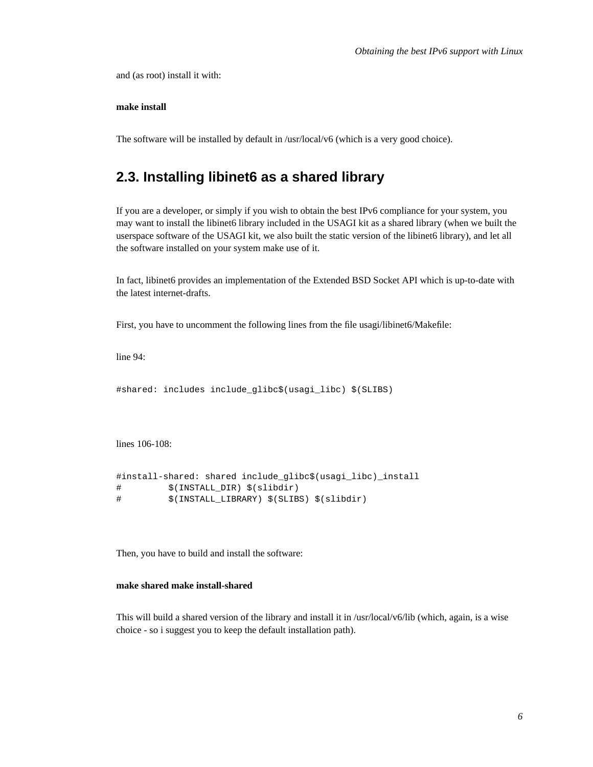and (as root) install it with:

**make install**

The software will be installed by default in /usr/local/v6 (which is a very good choice).

## 2.3. Installing libinet6 as a shared library

If you are a developer, or simply if you wish to obtain the best IPv6 compliance for your system, you may want to install the libinet6 library included in the USAGI kit as a shared library (when we built the userspace software of the USAGI kit, we also built the static version of the libinet6 library), and let all the software installed on your system make use of it.

In fact, libinet6 provides an implementation of the Extended BSD Socket API which is up-to-date with the latest internet-drafts.

First, you have to uncomment the following lines from the file usagi/libinet6/Makefile:

line 94:

```
#shared: includes include_glibc$(usagi_libc) $(SLIBS)
```

lines 106-108:

```
#install-shared: shared include_glibc$(usagi_libc)_install
#         $(INSTALL_DIR) $(slibdir)
#         $(INSTALL_LIBRARY) $(SLIBS) $(slibdir)
```

Then, you have to build and install the software:

**make shared make install-shared**

This will build a shared version of the library and install it in /usr/local/v6/lib (which, again, is a wise choice - so i suggest you to keep the default installation path).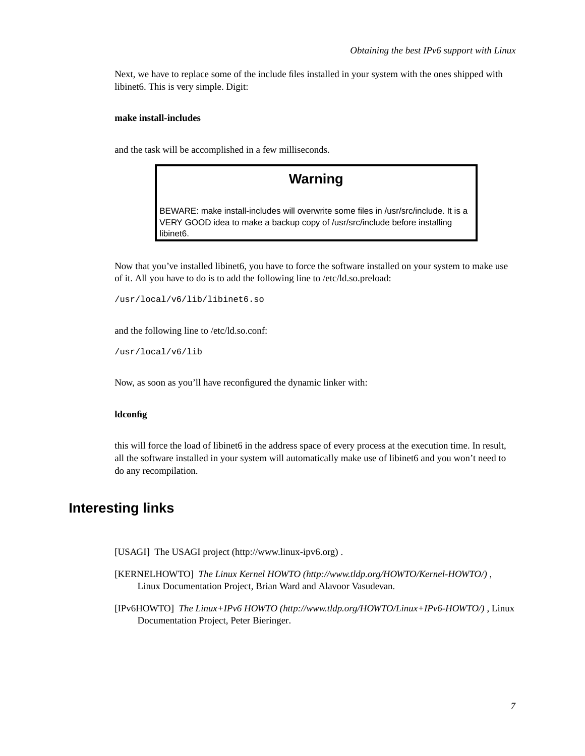Next, we have to replace some of the include files installed in your system with the ones shipped with libinet6. This is very simple. Digit:

**make install-includes**

and the task will be accomplished in a few milliseconds.

> **Warning**
>
> BEWARE: make install-includes will overwrite some files in /usr/src/include. It is a VERY GOOD idea to make a backup copy of /usr/src/include before installing libinet6.

Now that you've installed libinet6, you have to force the software installed on your system to make use of it. All you have to do is to add the following line to /etc/ld.so.preload:

```
/usr/local/v6/lib/libinet6.so
```

and the following line to /etc/ld.so.conf:

```
/usr/local/v6/lib
```

Now, as soon as you'll have reconfigured the dynamic linker with:

**ldconfig**

this will force the load of libinet6 in the address space of every process at the execution time. In result, all the software installed in your system will automatically make use of libinet6 and you won't need to do any recompilation.

## Interesting links

[USAGI] The USAGI project (http://www.linux-ipv6.org) .

[KERNELHOWTO] *The Linux Kernel HOWTO (http://www.tldp.org/HOWTO/Kernel-HOWTO/)* , Linux Documentation Project, Brian Ward and Alavoor Vasudevan.

[IPv6HOWTO] *The Linux+IPv6 HOWTO (http://www.tldp.org/HOWTO/Linux+IPv6-HOWTO/)* , Linux Documentation Project, Peter Bieringer.